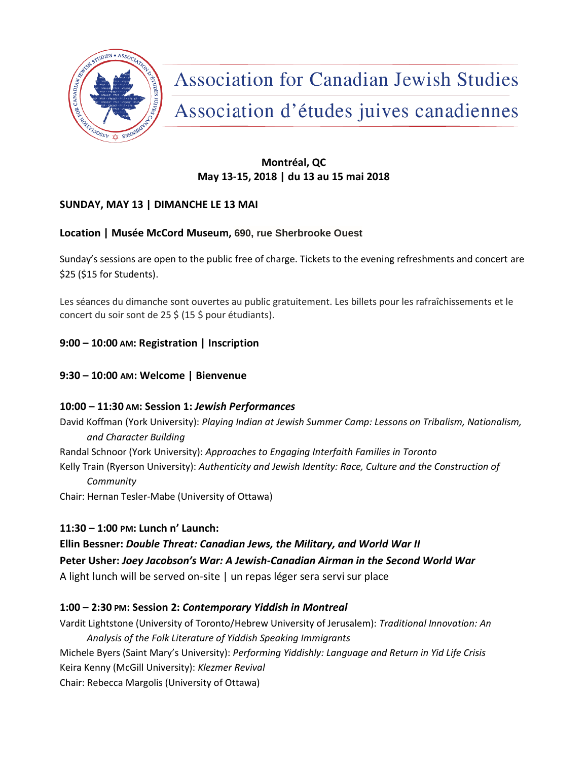# Association for Canadian Jewish Studies

# Association d'études juives canadiennes

**Montréal, QC**
**May 13-15, 2018 | du 13 au 15 mai 2018**

## SUNDAY, MAY 13 | DIMANCHE LE 13 MAI

**Location | Musée McCord Museum,** 690, rue Sherbrooke Ouest

Sunday's sessions are open to the public free of charge. Tickets to the evening refreshments and concert are $25 ($15 for Students).

Les séances du dimanche sont ouvertes au public gratuitement. Les billets pour les rafraîchissements et le concert du soir sont de 25 $ (15 $ pour étudiants).

### 9:00 – 10:00 AM: Registration | Inscription

### 9:30 – 10:00 AM: Welcome | Bienvenue

### 10:00 – 11:30 AM: Session 1: *Jewish Performances*

David Koffman (York University): *Playing Indian at Jewish Summer Camp: Lessons on Tribalism, Nationalism, and Character Building*
Randal Schnoor (York University): *Approaches to Engaging Interfaith Families in Toronto*
Kelly Train (Ryerson University): *Authenticity and Jewish Identity: Race, Culture and the Construction of Community*
Chair: Hernan Tesler-Mabe (University of Ottawa)

### 11:30 – 1:00 PM: Lunch n' Launch:

**Ellin Bessner: *Double Threat: Canadian Jews, the Military, and World War II***
**Peter Usher: *Joey Jacobson's War: A Jewish-Canadian Airman in the Second World War***
A light lunch will be served on-site | un repas léger sera servi sur place

### 1:00 – 2:30 PM: Session 2: *Contemporary Yiddish in Montreal*

Vardit Lightstone (University of Toronto/Hebrew University of Jerusalem): *Traditional Innovation: An Analysis of the Folk Literature of Yiddish Speaking Immigrants*
Michele Byers (Saint Mary's University): *Performing Yiddishly: Language and Return in Yid Life Crisis*
Keira Kenny (McGill University): *Klezmer Revival*
Chair: Rebecca Margolis (University of Ottawa)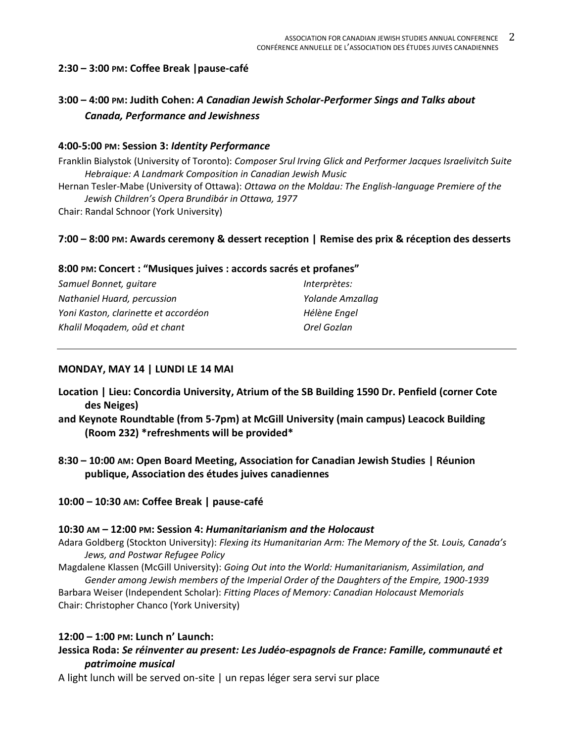**2:30 – 3:00 PM: Coffee Break |pause-café**

**3:00 – 4:00 PM: Judith Cohen: *A Canadian Jewish Scholar-Performer Sings and Talks about Canada, Performance and Jewishness***

**4:00-5:00 PM: Session 3: *Identity Performance***

Franklin Bialystok (University of Toronto): *Composer Srul Irving Glick and Performer Jacques Israelivitch Suite Hebraique: A Landmark Composition in Canadian Jewish Music*
Hernan Tesler-Mabe (University of Ottawa): *Ottawa on the Moldau: The English-language Premiere of the Jewish Children's Opera Brundibár in Ottawa, 1977*
Chair: Randal Schnoor (York University)

**7:00 – 8:00 PM: Awards ceremony & dessert reception | Remise des prix & réception des desserts**

**8:00 PM: Concert : "Musiques juives : accords sacrés et profanes"**

*Samuel Bonnet, guitare*
*Nathaniel Huard, percussion*
*Yoni Kaston, clarinette et accordéon*
*Khalil Moqadem, oûd et chant*

*Interprètes:*
*Yolande Amzallag*
*Hélène Engel*
*Orel Gozlan*

---

**MONDAY, MAY 14 | LUNDI LE 14 MAI**

**Location | Lieu: Concordia University, Atrium of the SB Building 1590 Dr. Penfield (corner Cote des Neiges)**
**and Keynote Roundtable (from 5-7pm) at McGill University (main campus) Leacock Building (Room 232) *refreshments will be provided***

**8:30 – 10:00 AM: Open Board Meeting, Association for Canadian Jewish Studies | Réunion publique, Association des études juives canadiennes**

**10:00 – 10:30 AM: Coffee Break | pause-café**

**10:30 AM – 12:00 PM: Session 4: *Humanitarianism and the Holocaust***

Adara Goldberg (Stockton University): *Flexing its Humanitarian Arm: The Memory of the St. Louis, Canada's Jews, and Postwar Refugee Policy*
Magdalene Klassen (McGill University): *Going Out into the World: Humanitarianism, Assimilation, and Gender among Jewish members of the Imperial Order of the Daughters of the Empire, 1900-1939*
Barbara Weiser (Independent Scholar): *Fitting Places of Memory: Canadian Holocaust Memorials*
Chair: Christopher Chanco (York University)

**12:00 – 1:00 PM: Lunch n' Launch:**
**Jessica Roda: *Se réinventer au present: Les Judéo-espagnols de France: Famille, communauté et patrimoine musical***
A light lunch will be served on-site | un repas léger sera servi sur place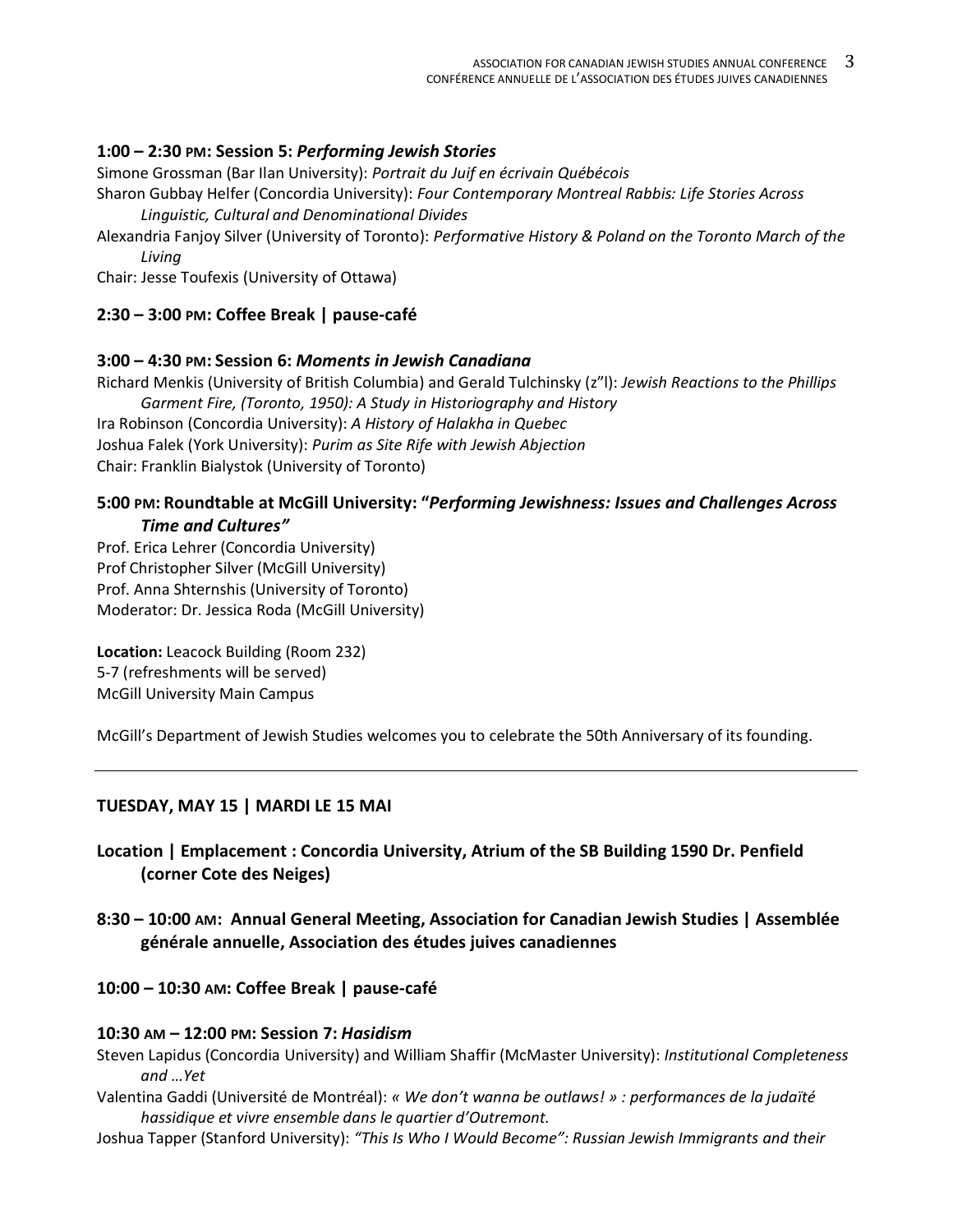**1:00 – 2:30 PM: Session 5:** ***Performing Jewish Stories***

Simone Grossman (Bar Ilan University): *Portrait du Juif en écrivain Québécois*

Sharon Gubbay Helfer (Concordia University): *Four Contemporary Montreal Rabbis: Life Stories Across Linguistic, Cultural and Denominational Divides*

Alexandria Fanjoy Silver (University of Toronto): *Performative History & Poland on the Toronto March of the Living*

Chair: Jesse Toufexis (University of Ottawa)

**2:30 – 3:00 PM: Coffee Break | pause-café**

**3:00 – 4:30 PM: Session 6:** ***Moments in Jewish Canadiana***

Richard Menkis (University of British Columbia) and Gerald Tulchinsky (z"l): *Jewish Reactions to the Phillips Garment Fire, (Toronto, 1950): A Study in Historiography and History*

Ira Robinson (Concordia University): *A History of Halakha in Quebec*

Joshua Falek (York University): *Purim as Site Rife with Jewish Abjection*

Chair: Franklin Bialystok (University of Toronto)

**5:00 PM: Roundtable at McGill University: "*Performing Jewishness: Issues and Challenges Across Time and Cultures"***

Prof. Erica Lehrer (Concordia University)

Prof Christopher Silver (McGill University)

Prof. Anna Shternshis (University of Toronto)

Moderator: Dr. Jessica Roda (McGill University)

**Location:** Leacock Building (Room 232)

5-7 (refreshments will be served)

McGill University Main Campus

McGill's Department of Jewish Studies welcomes you to celebrate the 50th Anniversary of its founding.

---

**TUESDAY, MAY 15 | MARDI LE 15 MAI**

**Location | Emplacement : Concordia University, Atrium of the SB Building 1590 Dr. Penfield (corner Cote des Neiges)**

**8:30 – 10:00 AM: Annual General Meeting, Association for Canadian Jewish Studies | Assemblée générale annuelle, Association des études juives canadiennes**

**10:00 – 10:30 AM: Coffee Break | pause-café**

**10:30 AM – 12:00 PM: Session 7:** ***Hasidism***

Steven Lapidus (Concordia University) and William Shaffir (McMaster University): *Institutional Completeness and …Yet*

Valentina Gaddi (Université de Montréal): *« We don't wanna be outlaws! » : performances de la judaïté hassidique et vivre ensemble dans le quartier d'Outremont.*

Joshua Tapper (Stanford University): *"This Is Who I Would Become": Russian Jewish Immigrants and their*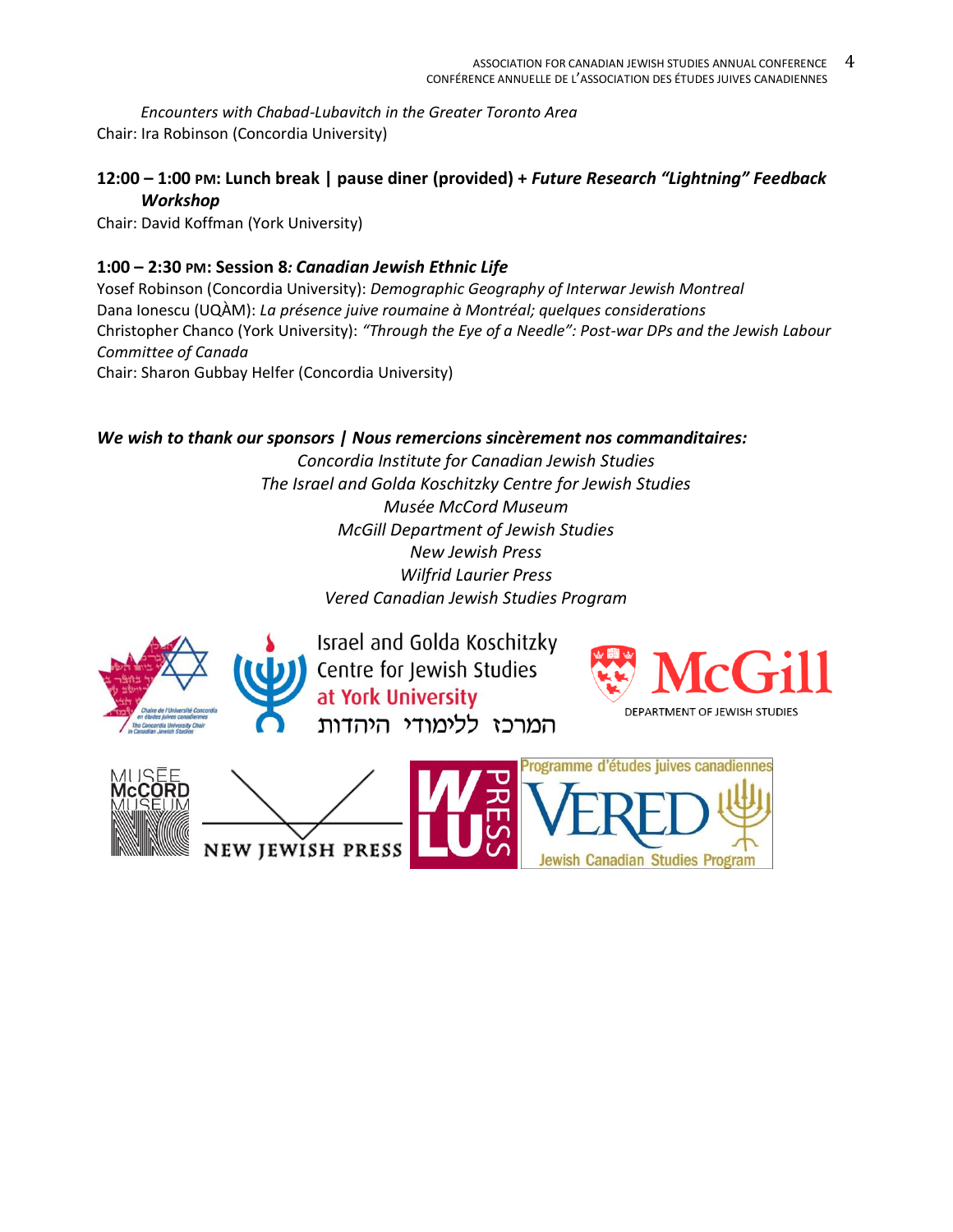*Encounters with Chabad-Lubavitch in the Greater Toronto Area*
Chair: Ira Robinson (Concordia University)

### 12:00 – 1:00 PM: Lunch break | pause diner (provided) + *Future Research "Lightning" Feedback Workshop*

Chair: David Koffman (York University)

### 1:00 – 2:30 PM: Session 8*: Canadian Jewish Ethnic Life*

Yosef Robinson (Concordia University): *Demographic Geography of Interwar Jewish Montreal*
Dana Ionescu (UQÀM): *La présence juive roumaine à Montréal; quelques considerations*
Christopher Chanco (York University): *"Through the Eye of a Needle": Post-war DPs and the Jewish Labour Committee of Canada*
Chair: Sharon Gubbay Helfer (Concordia University)

***We wish to thank our sponsors | Nous remercions sincèrement nos commanditaires:***

*Concordia Institute for Canadian Jewish Studies*
*The Israel and Golda Koschitzky Centre for Jewish Studies*
*Musée McCord Museum*
*McGill Department of Jewish Studies*
*New Jewish Press*
*Wilfrid Laurier Press*
*Vered Canadian Jewish Studies Program*

Israel and Golda Koschitzky Centre for Jewish Studies at York University
המרכז ללימודי היהדות

McGill DEPARTMENT OF JEWISH STUDIES

MUSÉE McCORD MUSEUM

NEW JEWISH PRESS

WLU PRESS

Programme d'études juives canadiennes VERED Jewish Canadian Studies Program